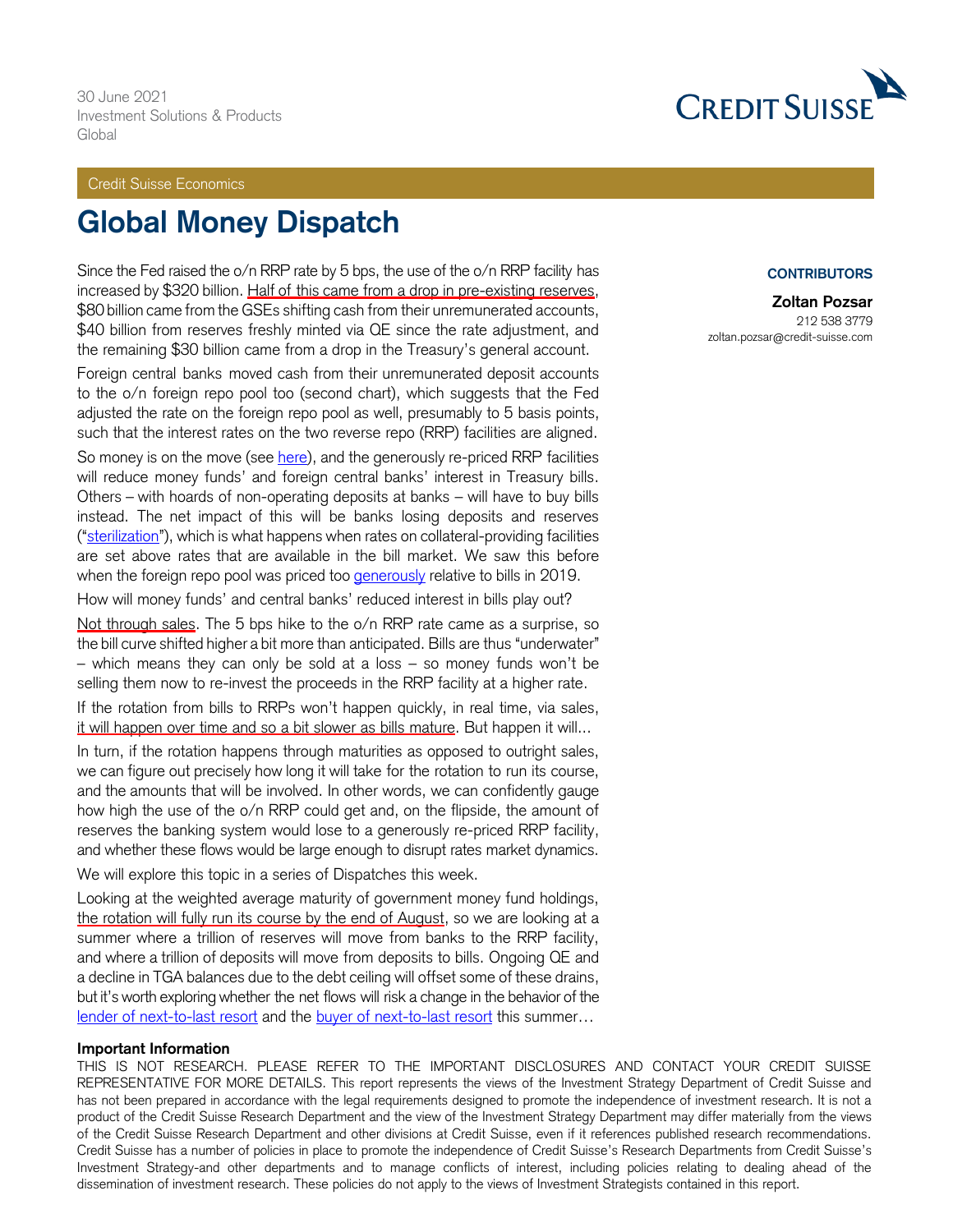30 June 2021
Investment Solutions & Products
Global

Credit Suisse Economics

# Global Money Dispatch

**CONTRIBUTORS**

**Zoltan Pozsar**
212 538 3779
zoltan.pozsar@credit-suisse.com

Since the Fed raised the o/n RRP rate by 5 bps, the use of the o/n RRP facility has increased by $320 billion. Half of this came from a drop in pre-existing reserves, $80 billion came from the GSEs shifting cash from their unremunerated accounts, $40 billion from reserves freshly minted via QE since the rate adjustment, and the remaining $30 billion came from a drop in the Treasury's general account.

Foreign central banks moved cash from their unremunerated deposit accounts to the o/n foreign repo pool too (second chart), which suggests that the Fed adjusted the rate on the foreign repo pool as well, presumably to 5 basis points, such that the interest rates on the two reverse repo (RRP) facilities are aligned.

So money is on the move (see here), and the generously re-priced RRP facilities will reduce money funds' and foreign central banks' interest in Treasury bills. Others – with hoards of non-operating deposits at banks – will have to buy bills instead. The net impact of this will be banks losing deposits and reserves ("sterilization"), which is what happens when rates on collateral-providing facilities are set above rates that are available in the bill market. We saw this before when the foreign repo pool was priced too generously relative to bills in 2019.

How will money funds' and central banks' reduced interest in bills play out?

Not through sales. The 5 bps hike to the o/n RRP rate came as a surprise, so the bill curve shifted higher a bit more than anticipated. Bills are thus "underwater" – which means they can only be sold at a loss – so money funds won't be selling them now to re-invest the proceeds in the RRP facility at a higher rate.

If the rotation from bills to RRPs won't happen quickly, in real time, via sales, it will happen over time and so a bit slower as bills mature. But happen it will...

In turn, if the rotation happens through maturities as opposed to outright sales, we can figure out precisely how long it will take for the rotation to run its course, and the amounts that will be involved. In other words, we can confidently gauge how high the use of the o/n RRP could get and, on the flipside, the amount of reserves the banking system would lose to a generously re-priced RRP facility, and whether these flows would be large enough to disrupt rates market dynamics.

We will explore this topic in a series of Dispatches this week.

Looking at the weighted average maturity of government money fund holdings, the rotation will fully run its course by the end of August, so we are looking at a summer where a trillion of reserves will move from banks to the RRP facility, and where a trillion of deposits will move from deposits to bills. Ongoing QE and a decline in TGA balances due to the debt ceiling will offset some of these drains, but it's worth exploring whether the net flows will risk a change in the behavior of the lender of next-to-last resort and the buyer of next-to-last resort this summer…

**Important Information**

THIS IS NOT RESEARCH. PLEASE REFER TO THE IMPORTANT DISCLOSURES AND CONTACT YOUR CREDIT SUISSE REPRESENTATIVE FOR MORE DETAILS. This report represents the views of the Investment Strategy Department of Credit Suisse and has not been prepared in accordance with the legal requirements designed to promote the independence of investment research. It is not a product of the Credit Suisse Research Department and the view of the Investment Strategy Department may differ materially from the views of the Credit Suisse Research Department and other divisions at Credit Suisse, even if it references published research recommendations. Credit Suisse has a number of policies in place to promote the independence of Credit Suisse's Research Departments from Credit Suisse's Investment Strategy-and other departments and to manage conflicts of interest, including policies relating to dealing ahead of the dissemination of investment research. These policies do not apply to the views of Investment Strategists contained in this report.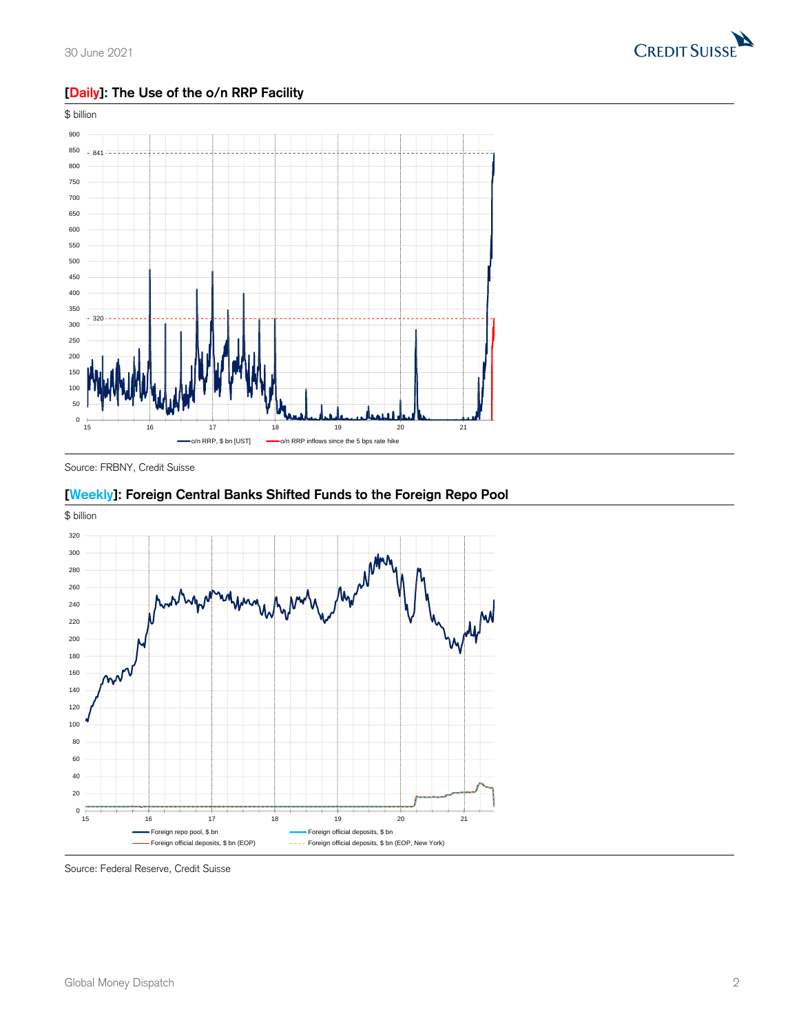## [Daily]: The Use of the o/n RRP Facility

$ billion

Source: FRBNY, Credit Suisse

## [Weekly]: Foreign Central Banks Shifted Funds to the Foreign Repo Pool

$ billion

Source: Federal Reserve, Credit Suisse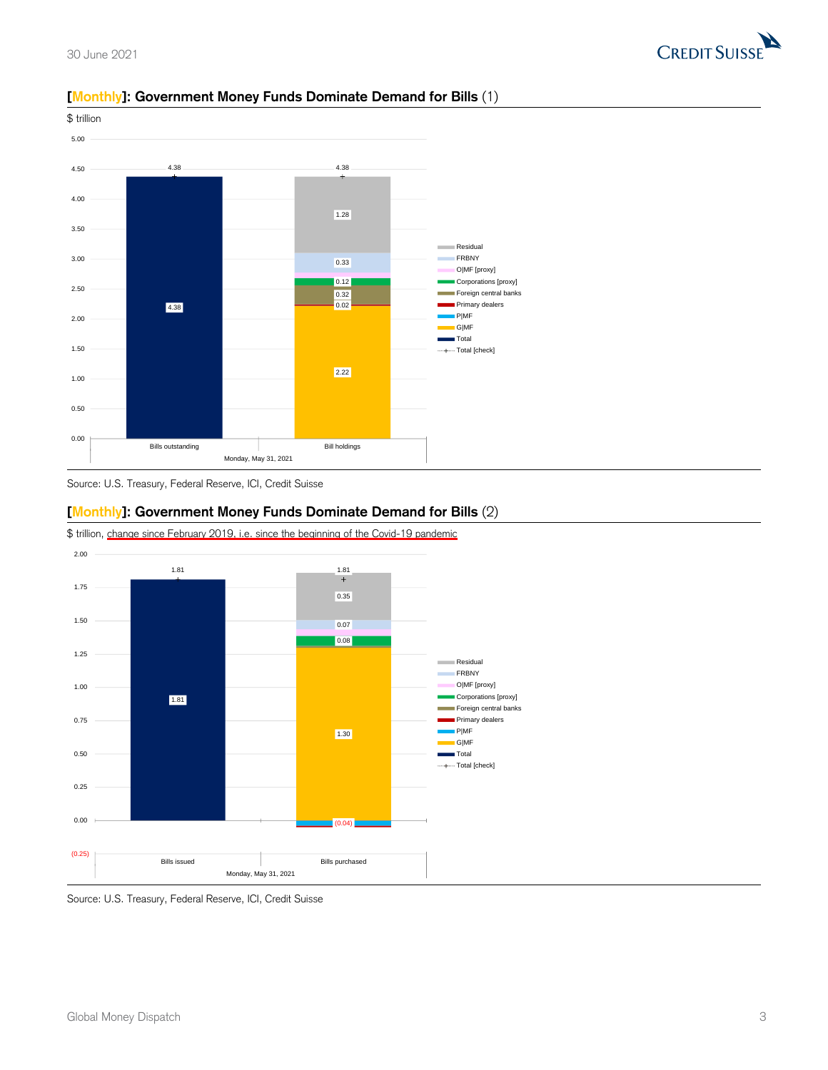## [Monthly]: Government Money Funds Dominate Demand for Bills (1)

$ trillion

| Monday, May 31, 2021 | Bills outstanding | Bill holdings |
|---|---|---|
| Total | 4.38 | |
| G|MF | | 2.22 |
| P|MF | | |
| Primary dealers | | 0.02 |
| Foreign central banks | | 0.32 |
| Corporations [proxy] | | 0.12 |
| O|MF [proxy] | | |
| FRBNY | | 0.33 |
| Residual | | 1.28 |
| Total [check] | 4.38 | 4.38 |

Source: U.S. Treasury, Federal Reserve, ICI, Credit Suisse

## [Monthly]: Government Money Funds Dominate Demand for Bills (2)

$ trillion, change since February 2019, i.e. since the beginning of the Covid-19 pandemic

| Monday, May 31, 2021 | Bills issued | Bills purchased |
|---|---|---|
| Total | 1.81 | |
| G|MF | | 1.30 |
| P|MF | | |
| Primary dealers | | (0.04) |
| Foreign central banks | | |
| Corporations [proxy] | | 0.08 |
| O|MF [proxy] | | |
| FRBNY | | 0.07 |
| Residual | | 0.35 |
| Total [check] | 1.81 | 1.81 |

Source: U.S. Treasury, Federal Reserve, ICI, Credit Suisse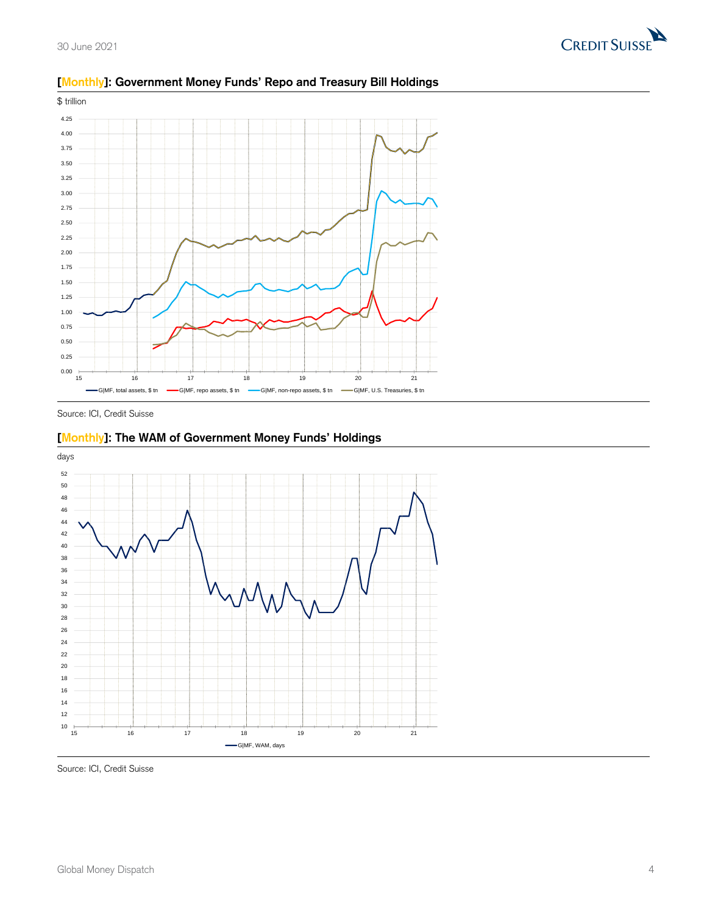## [Monthly]: Government Money Funds' Repo and Treasury Bill Holdings

$ trillion

Source: ICI, Credit Suisse

## [Monthly]: The WAM of Government Money Funds' Holdings

days

Source: ICI, Credit Suisse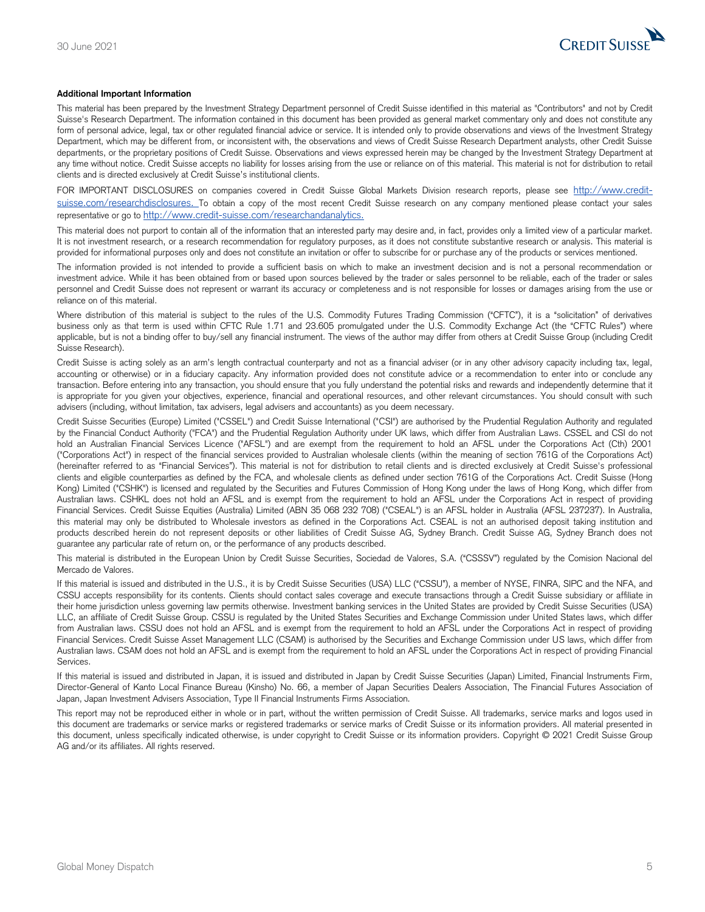**Additional Important Information**

This material has been prepared by the Investment Strategy Department personnel of Credit Suisse identified in this material as "Contributors" and not by Credit Suisse's Research Department. The information contained in this document has been provided as general market commentary only and does not constitute any form of personal advice, legal, tax or other regulated financial advice or service. It is intended only to provide observations and views of the Investment Strategy Department, which may be different from, or inconsistent with, the observations and views of Credit Suisse Research Department analysts, other Credit Suisse departments, or the proprietary positions of Credit Suisse. Observations and views expressed herein may be changed by the Investment Strategy Department at any time without notice. Credit Suisse accepts no liability for losses arising from the use or reliance on of this material. This material is not for distribution to retail clients and is directed exclusively at Credit Suisse's institutional clients.

FOR IMPORTANT DISCLOSURES on companies covered in Credit Suisse Global Markets Division research reports, please see http://www.credit-suisse.com/researchdisclosures. To obtain a copy of the most recent Credit Suisse research on any company mentioned please contact your sales representative or go to http://www.credit-suisse.com/researchandanalytics.

This material does not purport to contain all of the information that an interested party may desire and, in fact, provides only a limited view of a particular market. It is not investment research, or a research recommendation for regulatory purposes, as it does not constitute substantive research or analysis. This material is provided for informational purposes only and does not constitute an invitation or offer to subscribe for or purchase any of the products or services mentioned.

The information provided is not intended to provide a sufficient basis on which to make an investment decision and is not a personal recommendation or investment advice. While it has been obtained from or based upon sources believed by the trader or sales personnel to be reliable, each of the trader or sales personnel and Credit Suisse does not represent or warrant its accuracy or completeness and is not responsible for losses or damages arising from the use or reliance on of this material.

Where distribution of this material is subject to the rules of the U.S. Commodity Futures Trading Commission ("CFTC"), it is a "solicitation" of derivatives business only as that term is used within CFTC Rule 1.71 and 23.605 promulgated under the U.S. Commodity Exchange Act (the "CFTC Rules") where applicable, but is not a binding offer to buy/sell any financial instrument. The views of the author may differ from others at Credit Suisse Group (including Credit Suisse Research).

Credit Suisse is acting solely as an arm's length contractual counterparty and not as a financial adviser (or in any other advisory capacity including tax, legal, accounting or otherwise) or in a fiduciary capacity. Any information provided does not constitute advice or a recommendation to enter into or conclude any transaction. Before entering into any transaction, you should ensure that you fully understand the potential risks and rewards and independently determine that it is appropriate for you given your objectives, experience, financial and operational resources, and other relevant circumstances. You should consult with such advisers (including, without limitation, tax advisers, legal advisers and accountants) as you deem necessary.

Credit Suisse Securities (Europe) Limited ("CSSEL") and Credit Suisse International ("CSI") are authorised by the Prudential Regulation Authority and regulated by the Financial Conduct Authority ("FCA") and the Prudential Regulation Authority under UK laws, which differ from Australian Laws. CSSEL and CSI do not hold an Australian Financial Services Licence ("AFSL") and are exempt from the requirement to hold an AFSL under the Corporations Act (Cth) 2001 ("Corporations Act") in respect of the financial services provided to Australian wholesale clients (within the meaning of section 761G of the Corporations Act) (hereinafter referred to as "Financial Services"). This material is not for distribution to retail clients and is directed exclusively at Credit Suisse's professional clients and eligible counterparties as defined by the FCA, and wholesale clients as defined under section 761G of the Corporations Act. Credit Suisse (Hong Kong) Limited ("CSHK") is licensed and regulated by the Securities and Futures Commission of Hong Kong under the laws of Hong Kong, which differ from Australian laws. CSHKL does not hold an AFSL and is exempt from the requirement to hold an AFSL under the Corporations Act in respect of providing Financial Services. Credit Suisse Equities (Australia) Limited (ABN 35 068 232 708) ("CSEAL") is an AFSL holder in Australia (AFSL 237237). In Australia, this material may only be distributed to Wholesale investors as defined in the Corporations Act. CSEAL is not an authorised deposit taking institution and products described herein do not represent deposits or other liabilities of Credit Suisse AG, Sydney Branch. Credit Suisse AG, Sydney Branch does not guarantee any particular rate of return on, or the performance of any products described.

This material is distributed in the European Union by Credit Suisse Securities, Sociedad de Valores, S.A. ("CSSSV") regulated by the Comision Nacional del Mercado de Valores.

If this material is issued and distributed in the U.S., it is by Credit Suisse Securities (USA) LLC ("CSSU"), a member of NYSE, FINRA, SIPC and the NFA, and CSSU accepts responsibility for its contents. Clients should contact sales coverage and execute transactions through a Credit Suisse subsidiary or affiliate in their home jurisdiction unless governing law permits otherwise. Investment banking services in the United States are provided by Credit Suisse Securities (USA) LLC, an affiliate of Credit Suisse Group. CSSU is regulated by the United States Securities and Exchange Commission under United States laws, which differ from Australian laws. CSSU does not hold an AFSL and is exempt from the requirement to hold an AFSL under the Corporations Act in respect of providing Financial Services. Credit Suisse Asset Management LLC (CSAM) is authorised by the Securities and Exchange Commission under US laws, which differ from Australian laws. CSAM does not hold an AFSL and is exempt from the requirement to hold an AFSL under the Corporations Act in respect of providing Financial Services.

If this material is issued and distributed in Japan, it is issued and distributed in Japan by Credit Suisse Securities (Japan) Limited, Financial Instruments Firm, Director-General of Kanto Local Finance Bureau (Kinsho) No. 66, a member of Japan Securities Dealers Association, The Financial Futures Association of Japan, Japan Investment Advisers Association, Type II Financial Instruments Firms Association.

This report may not be reproduced either in whole or in part, without the written permission of Credit Suisse. All trademarks, service marks and logos used in this document are trademarks or service marks or registered trademarks or service marks of Credit Suisse or its information providers. All material presented in this document, unless specifically indicated otherwise, is under copyright to Credit Suisse or its information providers. Copyright © 2021 Credit Suisse Group AG and/or its affiliates. All rights reserved.